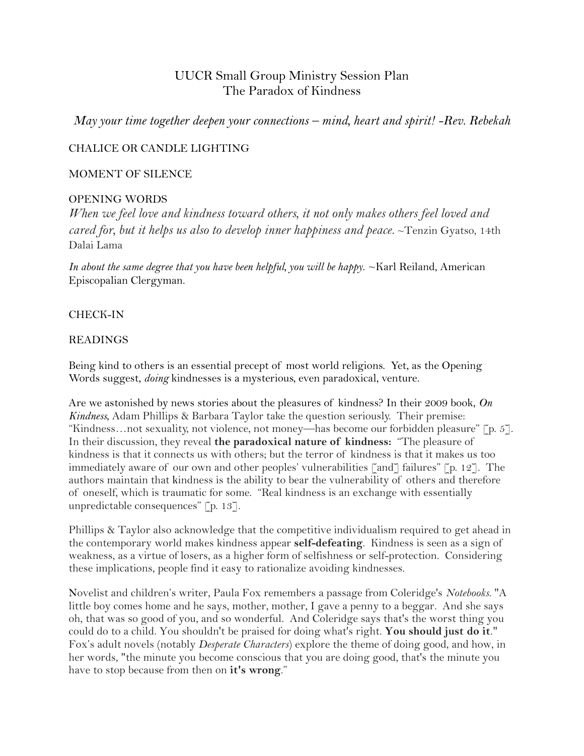# UUCR Small Group Ministry Session Plan
# The Paradox of Kindness

*May your time together deepen your connections – mind, heart and spirit! -Rev. Rebekah*

## CHALICE OR CANDLE LIGHTING

## MOMENT OF SILENCE

## OPENING WORDS

*When we feel love and kindness toward others, it not only makes others feel loved and cared for, but it helps us also to develop inner happiness and peace.* ~Tenzin Gyatso, 14th Dalai Lama

*In about the same degree that you have been helpful, you will be happy.* ~Karl Reiland, American Episcopalian Clergyman.

## CHECK-IN

## READINGS

Being kind to others is an essential precept of most world religions. Yet, as the Opening Words suggest, *doing* kindnesses is a mysterious, even paradoxical, venture.

Are we astonished by news stories about the pleasures of kindness? In their 2009 book, *On Kindness*, Adam Phillips & Barbara Taylor take the question seriously. Their premise: "Kindness…not sexuality, not violence, not money—has become our forbidden pleasure" [p. 5]. In their discussion, they reveal **the paradoxical nature of kindness:** "The pleasure of kindness is that it connects us with others; but the terror of kindness is that it makes us too immediately aware of our own and other peoples' vulnerabilities [and] failures" [p. 12]. The authors maintain that kindness is the ability to bear the vulnerability of others and therefore of oneself, which is traumatic for some. "Real kindness is an exchange with essentially unpredictable consequences" [p. 13].

Phillips & Taylor also acknowledge that the competitive individualism required to get ahead in the contemporary world makes kindness appear **self-defeating**. Kindness is seen as a sign of weakness, as a virtue of losers, as a higher form of selfishness or self-protection. Considering these implications, people find it easy to rationalize avoiding kindnesses.

Novelist and children's writer, Paula Fox remembers a passage from Coleridge's *Notebooks*. "A little boy comes home and he says, mother, mother, I gave a penny to a beggar. And she says oh, that was so good of you, and so wonderful. And Coleridge says that's the worst thing you could do to a child. You shouldn't be praised for doing what's right. **You should just do it**." Fox's adult novels (notably *Desperate Characters*) explore the theme of doing good, and how, in her words, "the minute you become conscious that you are doing good, that's the minute you have to stop because from then on **it's wrong**."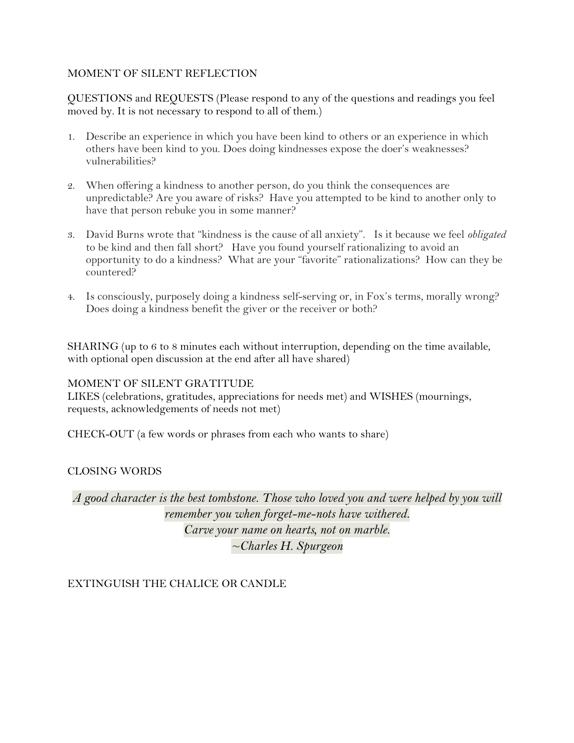MOMENT OF SILENT REFLECTION

QUESTIONS and REQUESTS (Please respond to any of the questions and readings you feel moved by. It is not necessary to respond to all of them.)

1. Describe an experience in which you have been kind to others or an experience in which others have been kind to you. Does doing kindnesses expose the doer's weaknesses? vulnerabilities?

2. When offering a kindness to another person, do you think the consequences are unpredictable? Are you aware of risks? Have you attempted to be kind to another only to have that person rebuke you in some manner?

3. David Burns wrote that "kindness is the cause of all anxiety". Is it because we feel *obligated* to be kind and then fall short? Have you found yourself rationalizing to avoid an opportunity to do a kindness? What are your "favorite" rationalizations? How can they be countered?

4. Is consciously, purposely doing a kindness self-serving or, in Fox's terms, morally wrong? Does doing a kindness benefit the giver or the receiver or both?

SHARING (up to 6 to 8 minutes each without interruption, depending on the time available, with optional open discussion at the end after all have shared)

MOMENT OF SILENT GRATITUDE
LIKES (celebrations, gratitudes, appreciations for needs met) and WISHES (mournings, requests, acknowledgements of needs not met)

CHECK-OUT (a few words or phrases from each who wants to share)

CLOSING WORDS

*A good character is the best tombstone. Those who loved you and were helped by you will remember you when forget-me-nots have withered.*
*Carve your name on hearts, not on marble.*
*~Charles H. Spurgeon*

EXTINGUISH THE CHALICE OR CANDLE